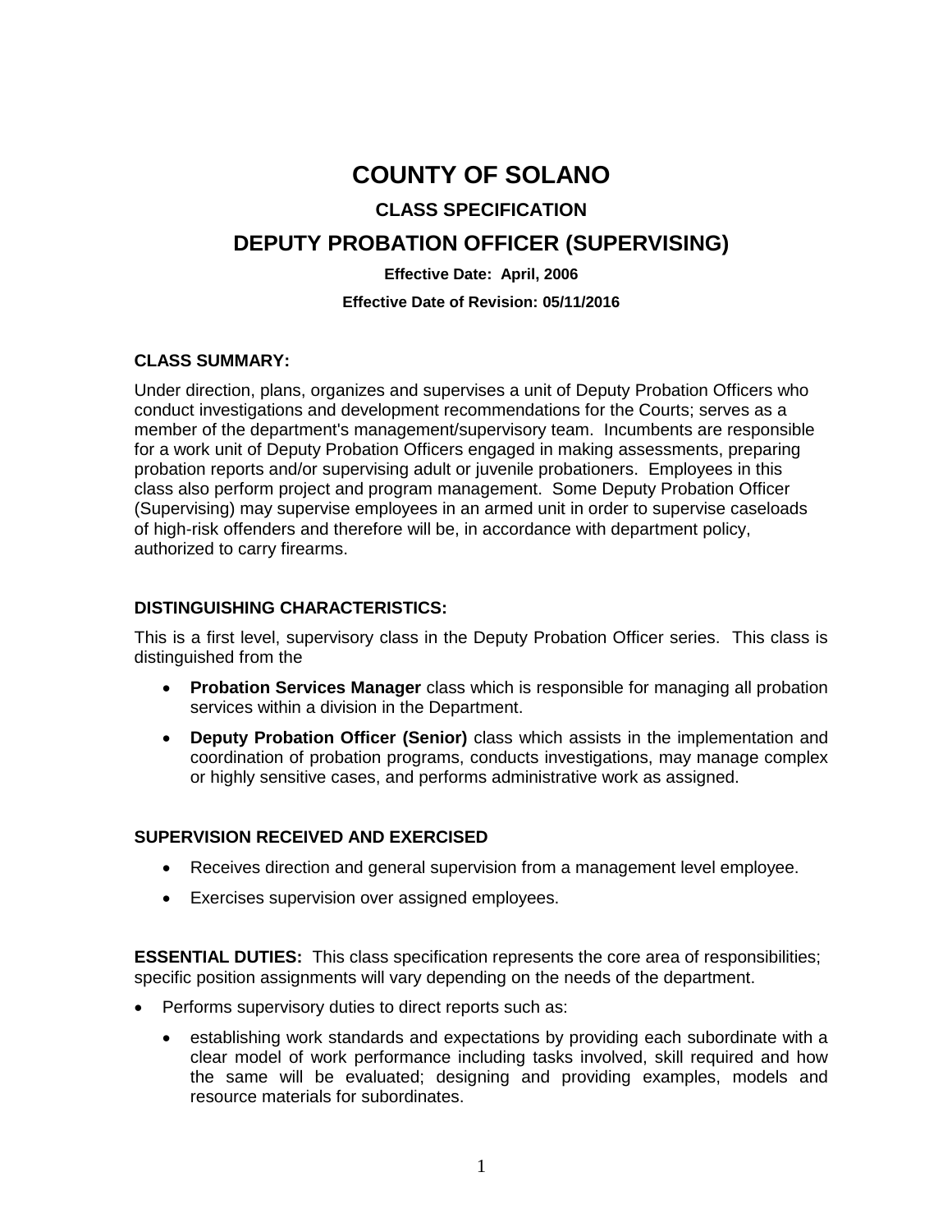# COUNTY OF SOLANO

## CLASS SPECIFICATION

## DEPUTY PROBATION OFFICER (SUPERVISING)

**Effective Date: April, 2006**

**Effective Date of Revision: 05/11/2016**

### CLASS SUMMARY:

Under direction, plans, organizes and supervises a unit of Deputy Probation Officers who conduct investigations and development recommendations for the Courts; serves as a member of the department's management/supervisory team. Incumbents are responsible for a work unit of Deputy Probation Officers engaged in making assessments, preparing probation reports and/or supervising adult or juvenile probationers. Employees in this class also perform project and program management. Some Deputy Probation Officer (Supervising) may supervise employees in an armed unit in order to supervise caseloads of high-risk offenders and therefore will be, in accordance with department policy, authorized to carry firearms.

### DISTINGUISHING CHARACTERISTICS:

This is a first level, supervisory class in the Deputy Probation Officer series. This class is distinguished from the

- **Probation Services Manager** class which is responsible for managing all probation services within a division in the Department.
- **Deputy Probation Officer (Senior)** class which assists in the implementation and coordination of probation programs, conducts investigations, may manage complex or highly sensitive cases, and performs administrative work as assigned.

### SUPERVISION RECEIVED AND EXERCISED

- Receives direction and general supervision from a management level employee.
- Exercises supervision over assigned employees.

**ESSENTIAL DUTIES:** This class specification represents the core area of responsibilities; specific position assignments will vary depending on the needs of the department.

- Performs supervisory duties to direct reports such as:
  - establishing work standards and expectations by providing each subordinate with a clear model of work performance including tasks involved, skill required and how the same will be evaluated; designing and providing examples, models and resource materials for subordinates.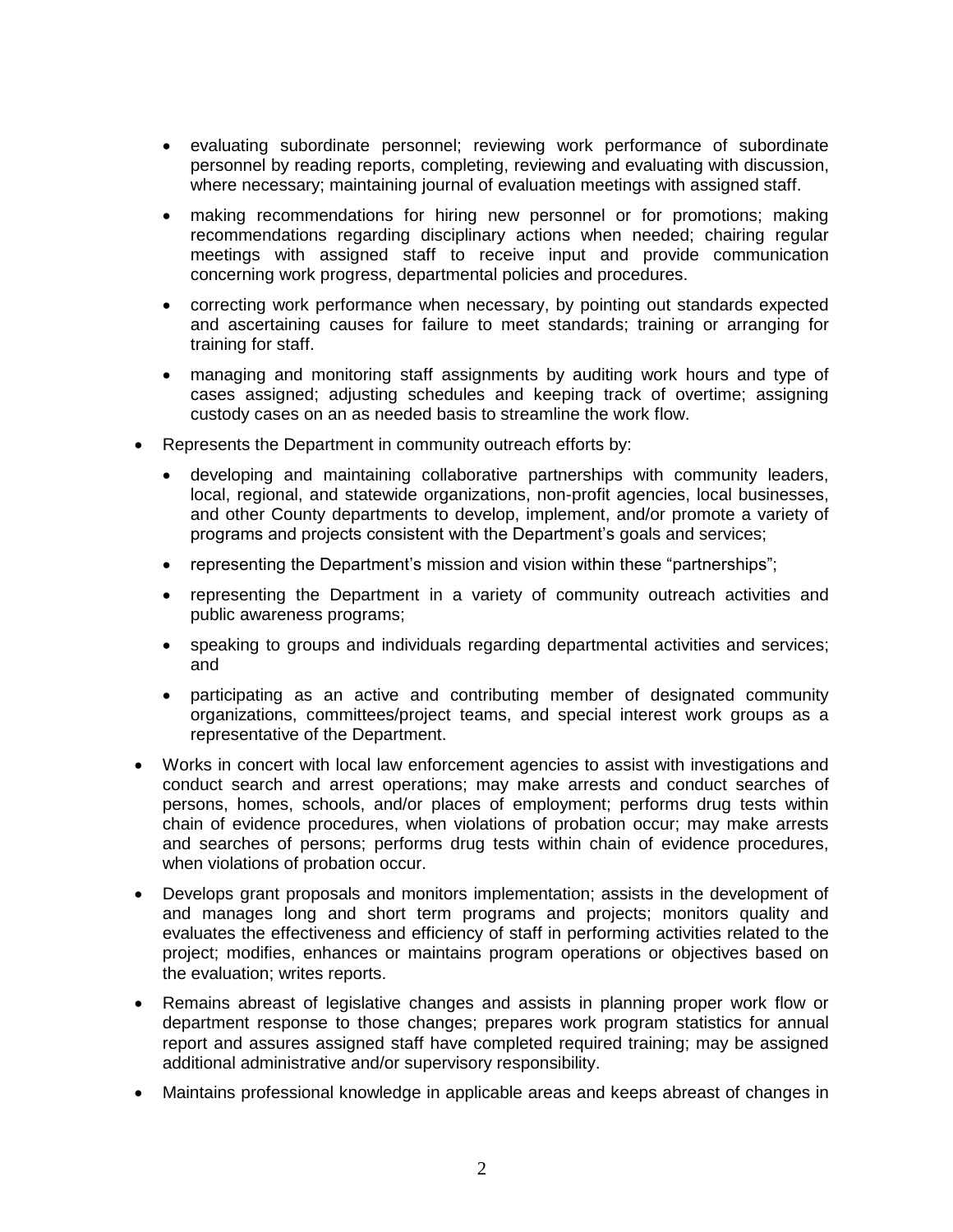- evaluating subordinate personnel; reviewing work performance of subordinate personnel by reading reports, completing, reviewing and evaluating with discussion, where necessary; maintaining journal of evaluation meetings with assigned staff.
  - making recommendations for hiring new personnel or for promotions; making recommendations regarding disciplinary actions when needed; chairing regular meetings with assigned staff to receive input and provide communication concerning work progress, departmental policies and procedures.
  - correcting work performance when necessary, by pointing out standards expected and ascertaining causes for failure to meet standards; training or arranging for training for staff.
  - managing and monitoring staff assignments by auditing work hours and type of cases assigned; adjusting schedules and keeping track of overtime; assigning custody cases on an as needed basis to streamline the work flow.
- Represents the Department in community outreach efforts by:
  - developing and maintaining collaborative partnerships with community leaders, local, regional, and statewide organizations, non-profit agencies, local businesses, and other County departments to develop, implement, and/or promote a variety of programs and projects consistent with the Department's goals and services;
  - representing the Department's mission and vision within these "partnerships";
  - representing the Department in a variety of community outreach activities and public awareness programs;
  - speaking to groups and individuals regarding departmental activities and services; and
  - participating as an active and contributing member of designated community organizations, committees/project teams, and special interest work groups as a representative of the Department.
- Works in concert with local law enforcement agencies to assist with investigations and conduct search and arrest operations; may make arrests and conduct searches of persons, homes, schools, and/or places of employment; performs drug tests within chain of evidence procedures, when violations of probation occur; may make arrests and searches of persons; performs drug tests within chain of evidence procedures, when violations of probation occur.
- Develops grant proposals and monitors implementation; assists in the development of and manages long and short term programs and projects; monitors quality and evaluates the effectiveness and efficiency of staff in performing activities related to the project; modifies, enhances or maintains program operations or objectives based on the evaluation; writes reports.
- Remains abreast of legislative changes and assists in planning proper work flow or department response to those changes; prepares work program statistics for annual report and assures assigned staff have completed required training; may be assigned additional administrative and/or supervisory responsibility.
- Maintains professional knowledge in applicable areas and keeps abreast of changes in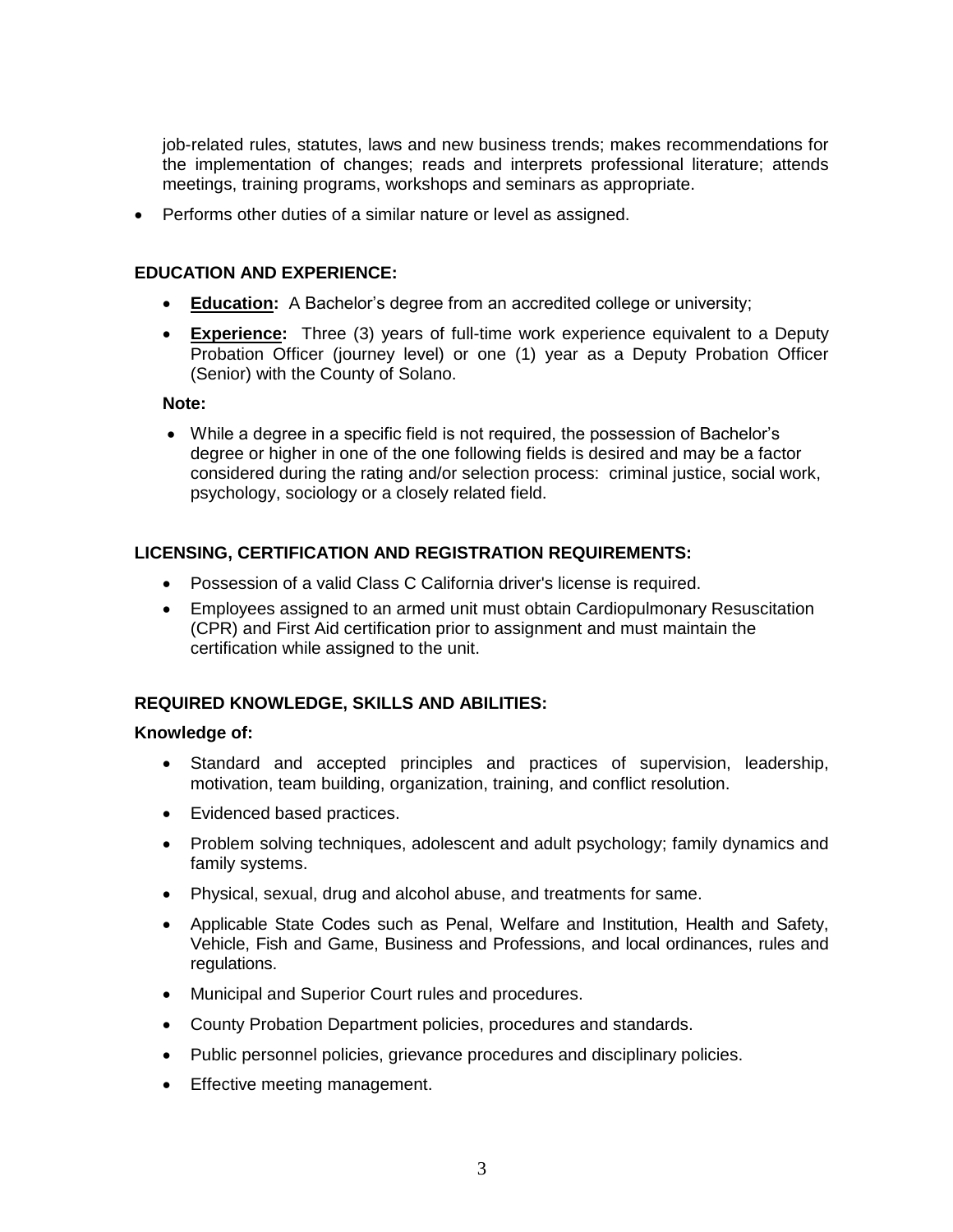job-related rules, statutes, laws and new business trends; makes recommendations for the implementation of changes; reads and interprets professional literature; attends meetings, training programs, workshops and seminars as appropriate.

- Performs other duties of a similar nature or level as assigned.

## EDUCATION AND EXPERIENCE:

- **Education:** A Bachelor's degree from an accredited college or university;
- **Experience:** Three (3) years of full-time work experience equivalent to a Deputy Probation Officer (journey level) or one (1) year as a Deputy Probation Officer (Senior) with the County of Solano.

**Note:**

- While a degree in a specific field is not required, the possession of Bachelor's degree or higher in one of the one following fields is desired and may be a factor considered during the rating and/or selection process: criminal justice, social work, psychology, sociology or a closely related field.

## LICENSING, CERTIFICATION AND REGISTRATION REQUIREMENTS:

- Possession of a valid Class C California driver's license is required.
- Employees assigned to an armed unit must obtain Cardiopulmonary Resuscitation (CPR) and First Aid certification prior to assignment and must maintain the certification while assigned to the unit.

## REQUIRED KNOWLEDGE, SKILLS AND ABILITIES:

**Knowledge of:**

- Standard and accepted principles and practices of supervision, leadership, motivation, team building, organization, training, and conflict resolution.
- Evidenced based practices.
- Problem solving techniques, adolescent and adult psychology; family dynamics and family systems.
- Physical, sexual, drug and alcohol abuse, and treatments for same.
- Applicable State Codes such as Penal, Welfare and Institution, Health and Safety, Vehicle, Fish and Game, Business and Professions, and local ordinances, rules and regulations.
- Municipal and Superior Court rules and procedures.
- County Probation Department policies, procedures and standards.
- Public personnel policies, grievance procedures and disciplinary policies.
- Effective meeting management.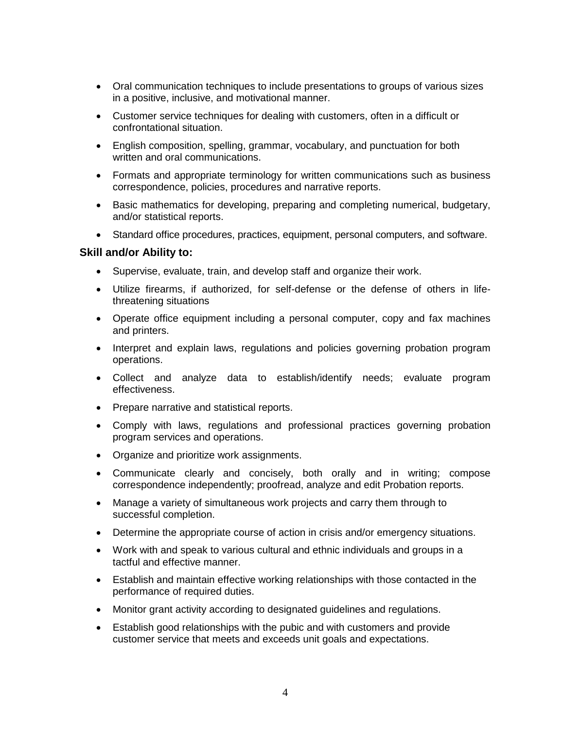- Oral communication techniques to include presentations to groups of various sizes in a positive, inclusive, and motivational manner.
- Customer service techniques for dealing with customers, often in a difficult or confrontational situation.
- English composition, spelling, grammar, vocabulary, and punctuation for both written and oral communications.
- Formats and appropriate terminology for written communications such as business correspondence, policies, procedures and narrative reports.
- Basic mathematics for developing, preparing and completing numerical, budgetary, and/or statistical reports.
- Standard office procedures, practices, equipment, personal computers, and software.

**Skill and/or Ability to:**

- Supervise, evaluate, train, and develop staff and organize their work.
- Utilize firearms, if authorized, for self-defense or the defense of others in life-threatening situations
- Operate office equipment including a personal computer, copy and fax machines and printers.
- Interpret and explain laws, regulations and policies governing probation program operations.
- Collect and analyze data to establish/identify needs; evaluate program effectiveness.
- Prepare narrative and statistical reports.
- Comply with laws, regulations and professional practices governing probation program services and operations.
- Organize and prioritize work assignments.
- Communicate clearly and concisely, both orally and in writing; compose correspondence independently; proofread, analyze and edit Probation reports.
- Manage a variety of simultaneous work projects and carry them through to successful completion.
- Determine the appropriate course of action in crisis and/or emergency situations.
- Work with and speak to various cultural and ethnic individuals and groups in a tactful and effective manner.
- Establish and maintain effective working relationships with those contacted in the performance of required duties.
- Monitor grant activity according to designated guidelines and regulations.
- Establish good relationships with the pubic and with customers and provide customer service that meets and exceeds unit goals and expectations.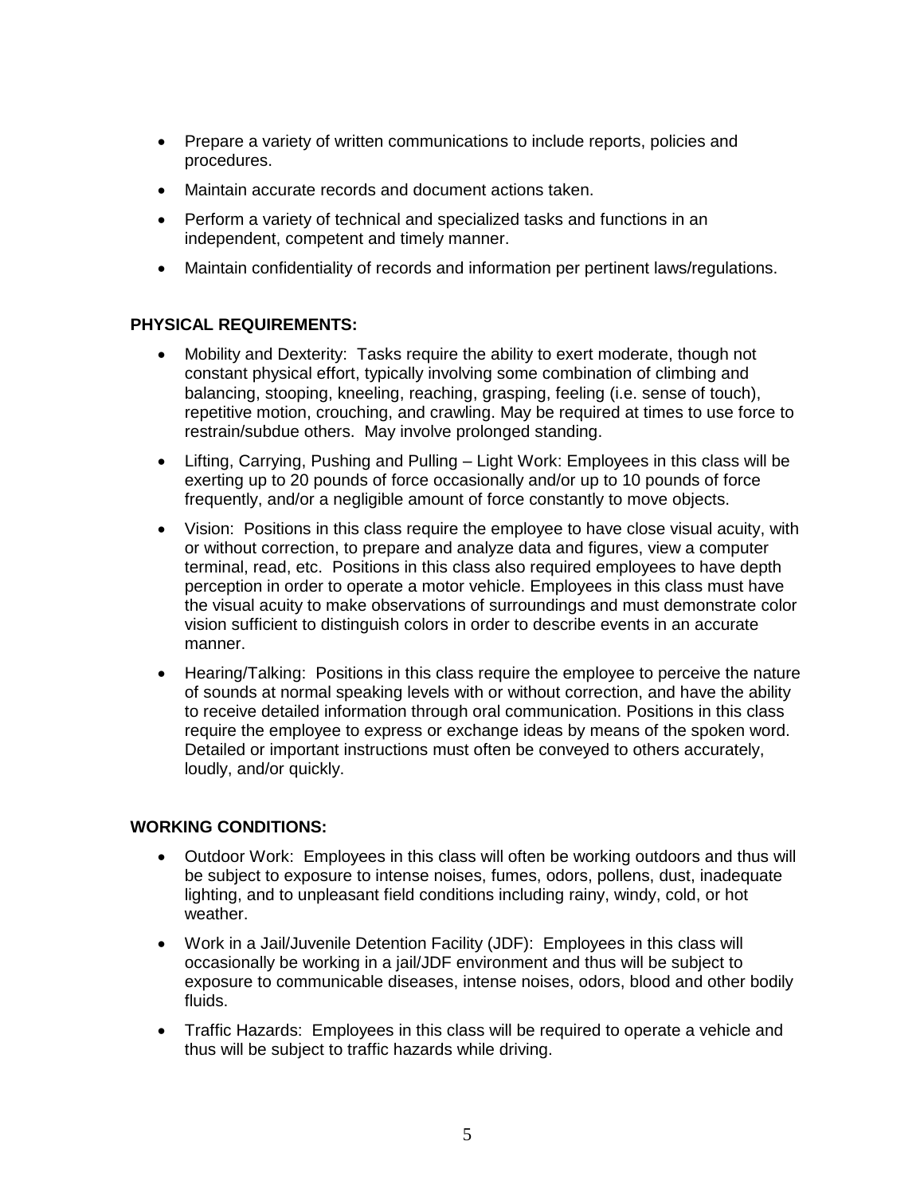- Prepare a variety of written communications to include reports, policies and procedures.
- Maintain accurate records and document actions taken.
- Perform a variety of technical and specialized tasks and functions in an independent, competent and timely manner.
- Maintain confidentiality of records and information per pertinent laws/regulations.

**PHYSICAL REQUIREMENTS:**

- Mobility and Dexterity: Tasks require the ability to exert moderate, though not constant physical effort, typically involving some combination of climbing and balancing, stooping, kneeling, reaching, grasping, feeling (i.e. sense of touch), repetitive motion, crouching, and crawling. May be required at times to use force to restrain/subdue others. May involve prolonged standing.
- Lifting, Carrying, Pushing and Pulling – Light Work: Employees in this class will be exerting up to 20 pounds of force occasionally and/or up to 10 pounds of force frequently, and/or a negligible amount of force constantly to move objects.
- Vision: Positions in this class require the employee to have close visual acuity, with or without correction, to prepare and analyze data and figures, view a computer terminal, read, etc. Positions in this class also required employees to have depth perception in order to operate a motor vehicle. Employees in this class must have the visual acuity to make observations of surroundings and must demonstrate color vision sufficient to distinguish colors in order to describe events in an accurate manner.
- Hearing/Talking: Positions in this class require the employee to perceive the nature of sounds at normal speaking levels with or without correction, and have the ability to receive detailed information through oral communication. Positions in this class require the employee to express or exchange ideas by means of the spoken word. Detailed or important instructions must often be conveyed to others accurately, loudly, and/or quickly.

**WORKING CONDITIONS:**

- Outdoor Work: Employees in this class will often be working outdoors and thus will be subject to exposure to intense noises, fumes, odors, pollens, dust, inadequate lighting, and to unpleasant field conditions including rainy, windy, cold, or hot weather.
- Work in a Jail/Juvenile Detention Facility (JDF): Employees in this class will occasionally be working in a jail/JDF environment and thus will be subject to exposure to communicable diseases, intense noises, odors, blood and other bodily fluids.
- Traffic Hazards: Employees in this class will be required to operate a vehicle and thus will be subject to traffic hazards while driving.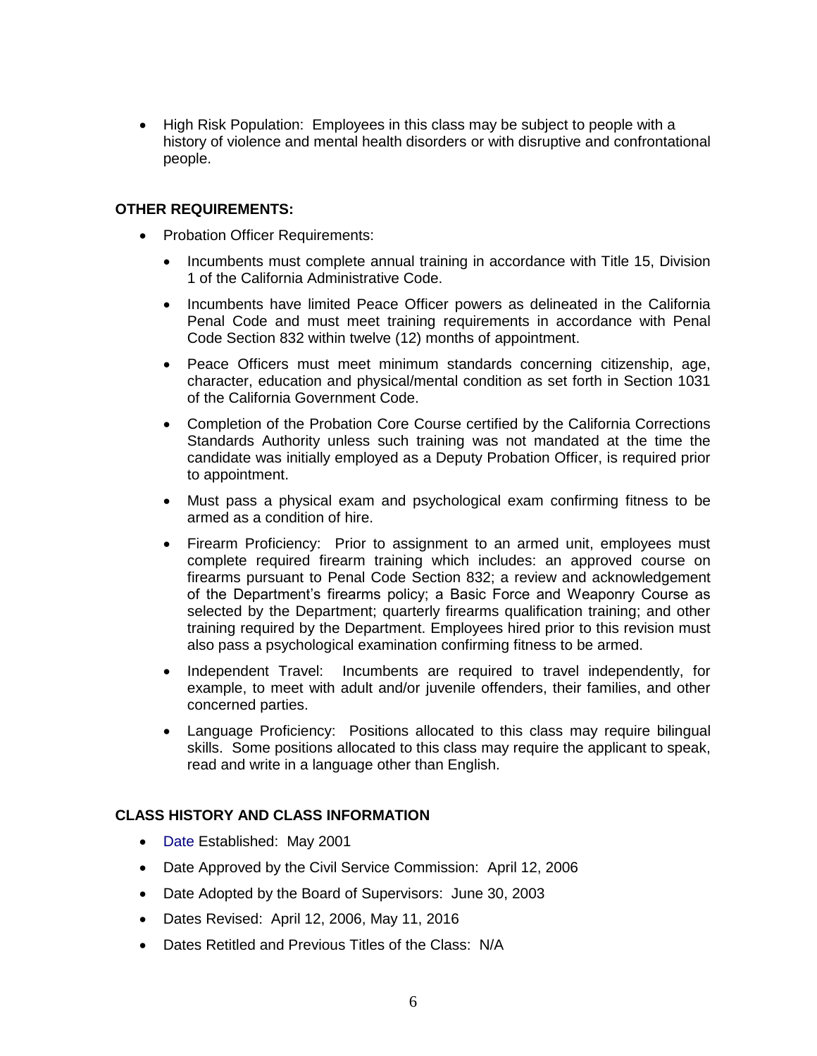- High Risk Population: Employees in this class may be subject to people with a history of violence and mental health disorders or with disruptive and confrontational people.

**OTHER REQUIREMENTS:**

- Probation Officer Requirements:
  - Incumbents must complete annual training in accordance with Title 15, Division 1 of the California Administrative Code.
  - Incumbents have limited Peace Officer powers as delineated in the California Penal Code and must meet training requirements in accordance with Penal Code Section 832 within twelve (12) months of appointment.
  - Peace Officers must meet minimum standards concerning citizenship, age, character, education and physical/mental condition as set forth in Section 1031 of the California Government Code.
  - Completion of the Probation Core Course certified by the California Corrections Standards Authority unless such training was not mandated at the time the candidate was initially employed as a Deputy Probation Officer, is required prior to appointment.
  - Must pass a physical exam and psychological exam confirming fitness to be armed as a condition of hire.
  - Firearm Proficiency: Prior to assignment to an armed unit, employees must complete required firearm training which includes: an approved course on firearms pursuant to Penal Code Section 832; a review and acknowledgement of the Department's firearms policy; a Basic Force and Weaponry Course as selected by the Department; quarterly firearms qualification training; and other training required by the Department. Employees hired prior to this revision must also pass a psychological examination confirming fitness to be armed.
  - Independent Travel: Incumbents are required to travel independently, for example, to meet with adult and/or juvenile offenders, their families, and other concerned parties.
  - Language Proficiency: Positions allocated to this class may require bilingual skills. Some positions allocated to this class may require the applicant to speak, read and write in a language other than English.

**CLASS HISTORY AND CLASS INFORMATION**

- Date Established: May 2001
- Date Approved by the Civil Service Commission: April 12, 2006
- Date Adopted by the Board of Supervisors: June 30, 2003
- Dates Revised: April 12, 2006, May 11, 2016
- Dates Retitled and Previous Titles of the Class: N/A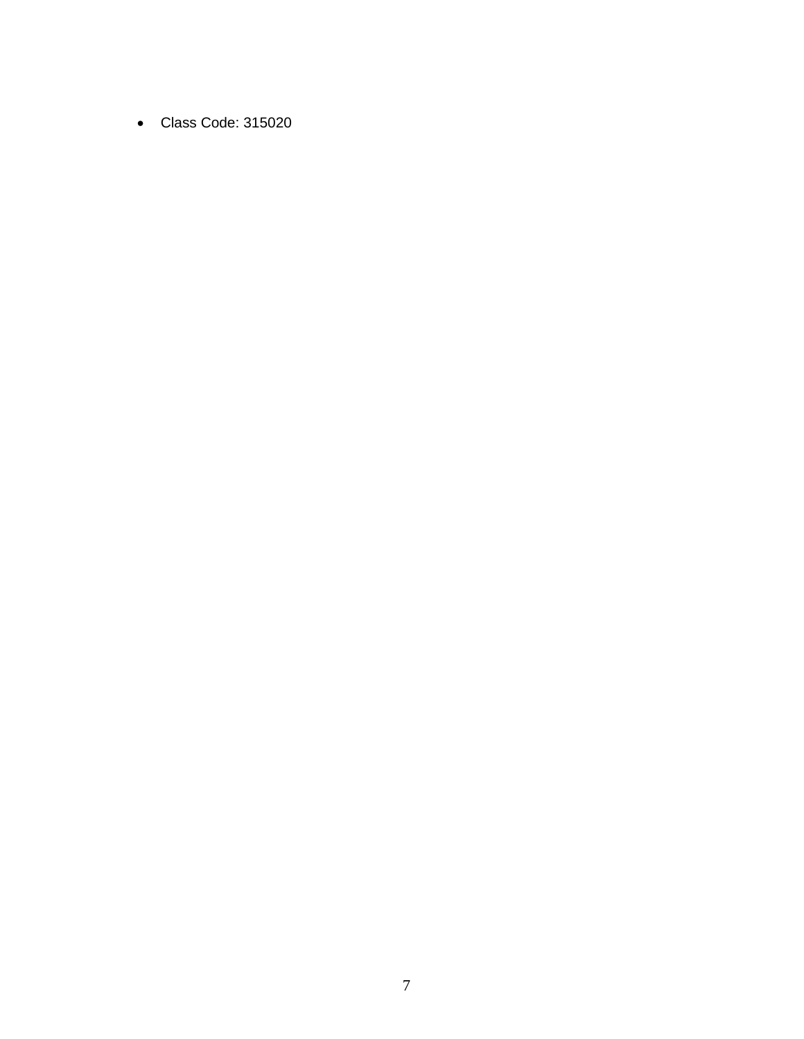- Class Code: 315020